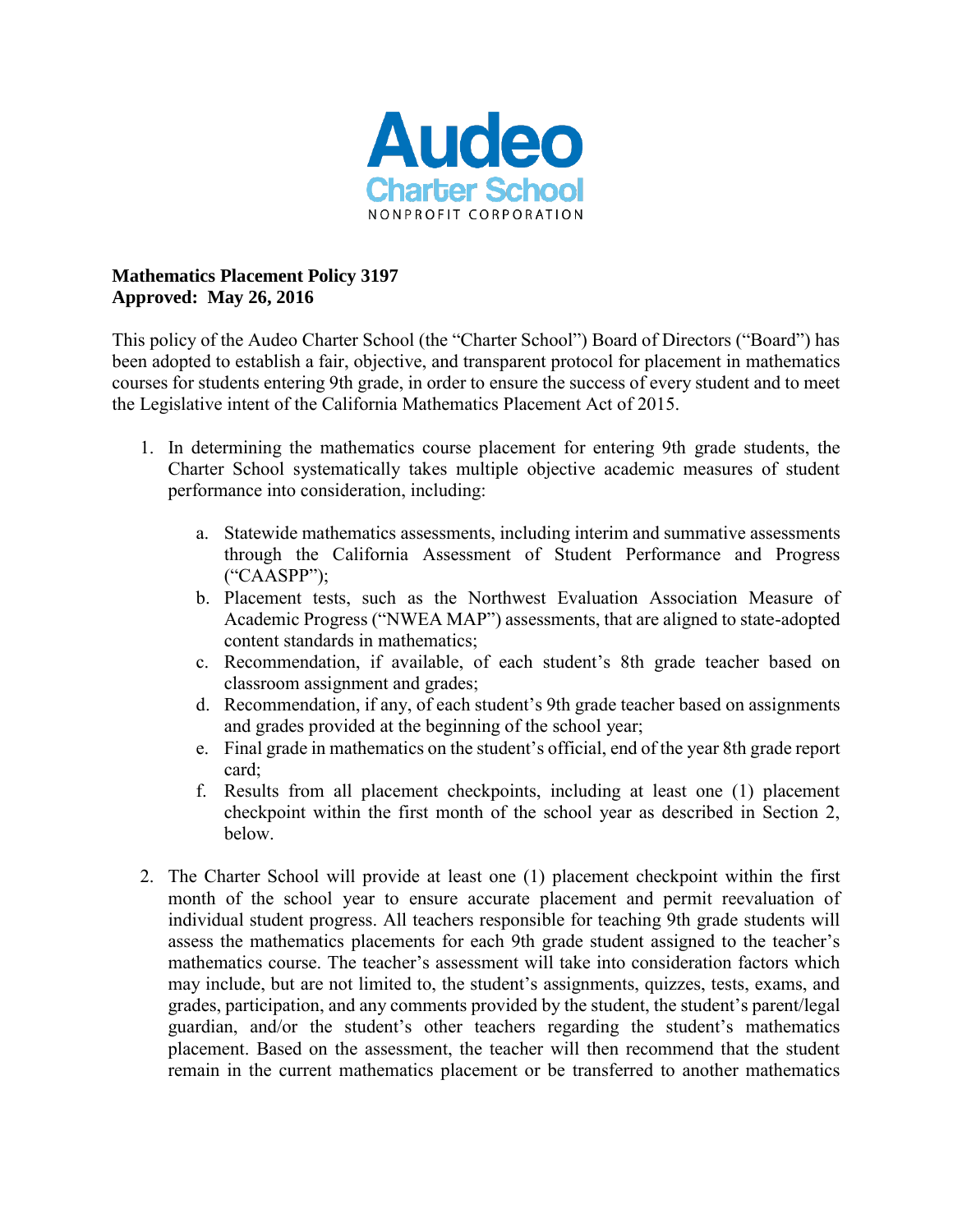Audeo
Charter School
NONPROFIT CORPORATION

**Mathematics Placement Policy 3197**
**Approved: May 26, 2016**

This policy of the Audeo Charter School (the "Charter School") Board of Directors ("Board") has been adopted to establish a fair, objective, and transparent protocol for placement in mathematics courses for students entering 9th grade, in order to ensure the success of every student and to meet the Legislative intent of the California Mathematics Placement Act of 2015.

1. In determining the mathematics course placement for entering 9th grade students, the Charter School systematically takes multiple objective academic measures of student performance into consideration, including:

    a. Statewide mathematics assessments, including interim and summative assessments through the California Assessment of Student Performance and Progress ("CAASPP");
    b. Placement tests, such as the Northwest Evaluation Association Measure of Academic Progress ("NWEA MAP") assessments, that are aligned to state-adopted content standards in mathematics;
    c. Recommendation, if available, of each student's 8th grade teacher based on classroom assignment and grades;
    d. Recommendation, if any, of each student's 9th grade teacher based on assignments and grades provided at the beginning of the school year;
    e. Final grade in mathematics on the student's official, end of the year 8th grade report card;
    f. Results from all placement checkpoints, including at least one (1) placement checkpoint within the first month of the school year as described in Section 2, below.

2. The Charter School will provide at least one (1) placement checkpoint within the first month of the school year to ensure accurate placement and permit reevaluation of individual student progress. All teachers responsible for teaching 9th grade students will assess the mathematics placements for each 9th grade student assigned to the teacher's mathematics course. The teacher's assessment will take into consideration factors which may include, but are not limited to, the student's assignments, quizzes, tests, exams, and grades, participation, and any comments provided by the student, the student's parent/legal guardian, and/or the student's other teachers regarding the student's mathematics placement. Based on the assessment, the teacher will then recommend that the student remain in the current mathematics placement or be transferred to another mathematics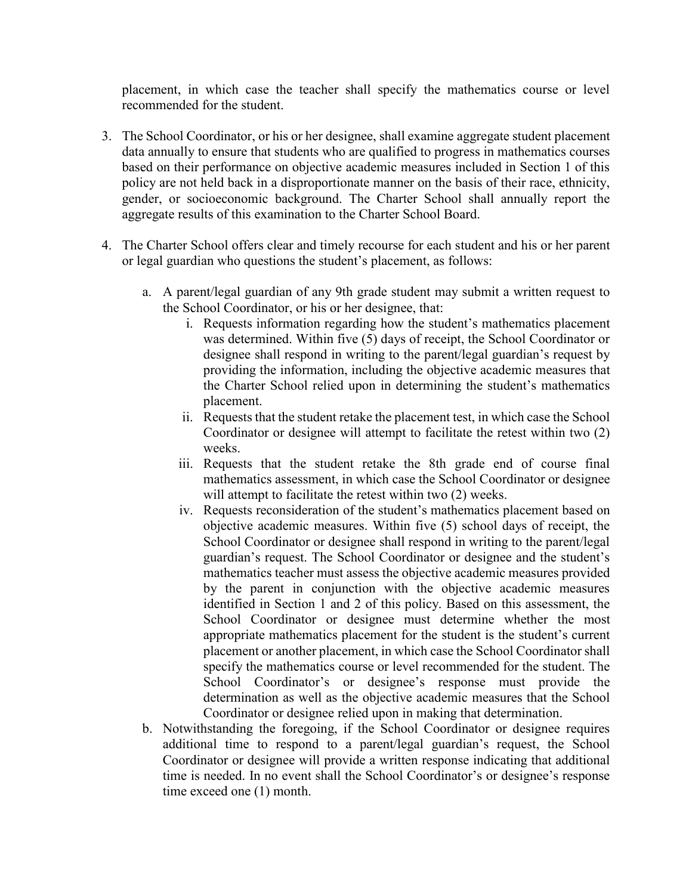placement, in which case the teacher shall specify the mathematics course or level recommended for the student.

3. The School Coordinator, or his or her designee, shall examine aggregate student placement data annually to ensure that students who are qualified to progress in mathematics courses based on their performance on objective academic measures included in Section 1 of this policy are not held back in a disproportionate manner on the basis of their race, ethnicity, gender, or socioeconomic background. The Charter School shall annually report the aggregate results of this examination to the Charter School Board.

4. The Charter School offers clear and timely recourse for each student and his or her parent or legal guardian who questions the student's placement, as follows:

    a. A parent/legal guardian of any 9th grade student may submit a written request to the School Coordinator, or his or her designee, that:

        i. Requests information regarding how the student's mathematics placement was determined. Within five (5) days of receipt, the School Coordinator or designee shall respond in writing to the parent/legal guardian's request by providing the information, including the objective academic measures that the Charter School relied upon in determining the student's mathematics placement.

        ii. Requests that the student retake the placement test, in which case the School Coordinator or designee will attempt to facilitate the retest within two (2) weeks.

        iii. Requests that the student retake the 8th grade end of course final mathematics assessment, in which case the School Coordinator or designee will attempt to facilitate the retest within two (2) weeks.

        iv. Requests reconsideration of the student's mathematics placement based on objective academic measures. Within five (5) school days of receipt, the School Coordinator or designee shall respond in writing to the parent/legal guardian's request. The School Coordinator or designee and the student's mathematics teacher must assess the objective academic measures provided by the parent in conjunction with the objective academic measures identified in Section 1 and 2 of this policy. Based on this assessment, the School Coordinator or designee must determine whether the most appropriate mathematics placement for the student is the student's current placement or another placement, in which case the School Coordinator shall specify the mathematics course or level recommended for the student. The School Coordinator's or designee's response must provide the determination as well as the objective academic measures that the School Coordinator or designee relied upon in making that determination.

    b. Notwithstanding the foregoing, if the School Coordinator or designee requires additional time to respond to a parent/legal guardian's request, the School Coordinator or designee will provide a written response indicating that additional time is needed. In no event shall the School Coordinator's or designee's response time exceed one (1) month.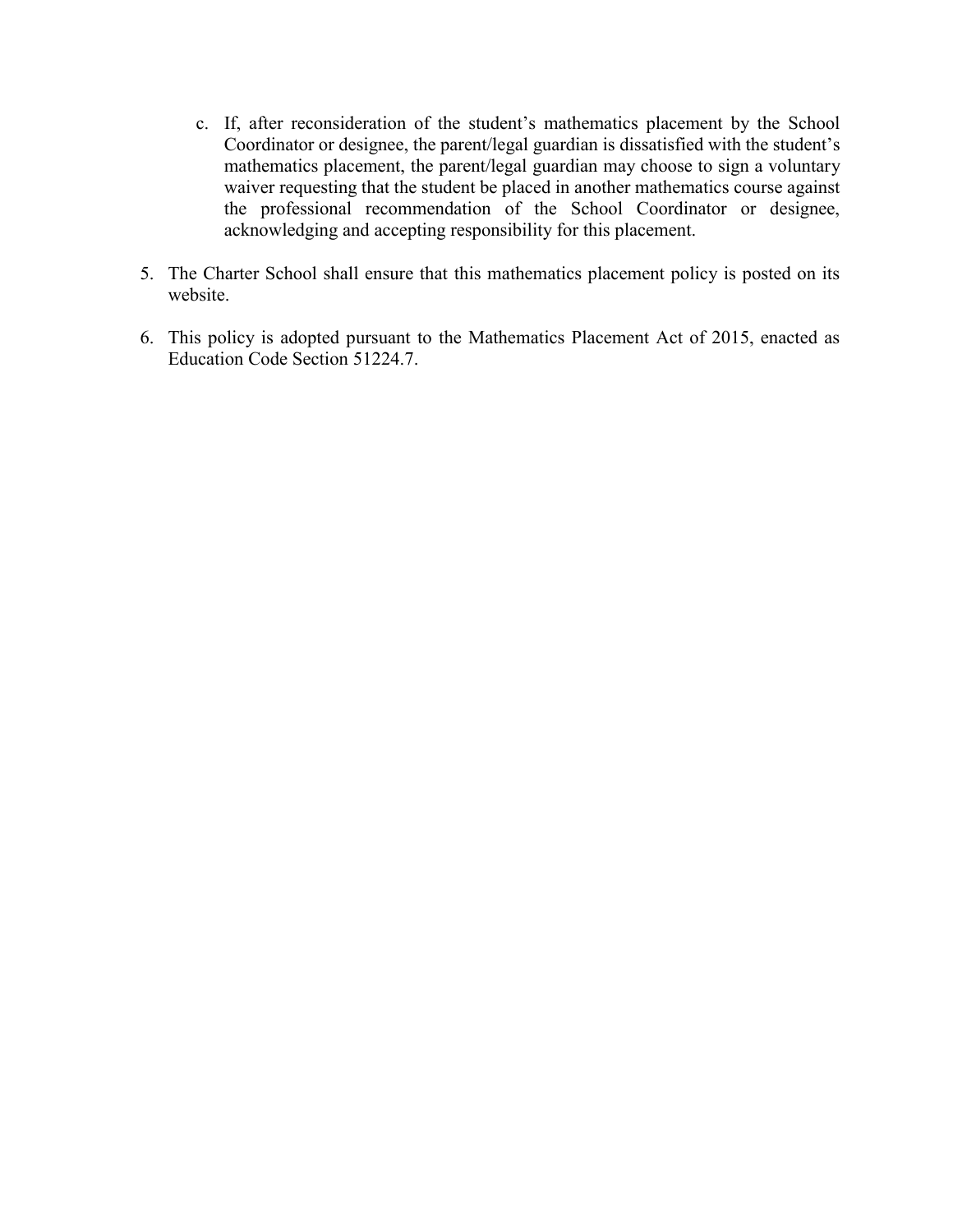c. If, after reconsideration of the student's mathematics placement by the School Coordinator or designee, the parent/legal guardian is dissatisfied with the student's mathematics placement, the parent/legal guardian may choose to sign a voluntary waiver requesting that the student be placed in another mathematics course against the professional recommendation of the School Coordinator or designee, acknowledging and accepting responsibility for this placement.

5. The Charter School shall ensure that this mathematics placement policy is posted on its website.

6. This policy is adopted pursuant to the Mathematics Placement Act of 2015, enacted as Education Code Section 51224.7.